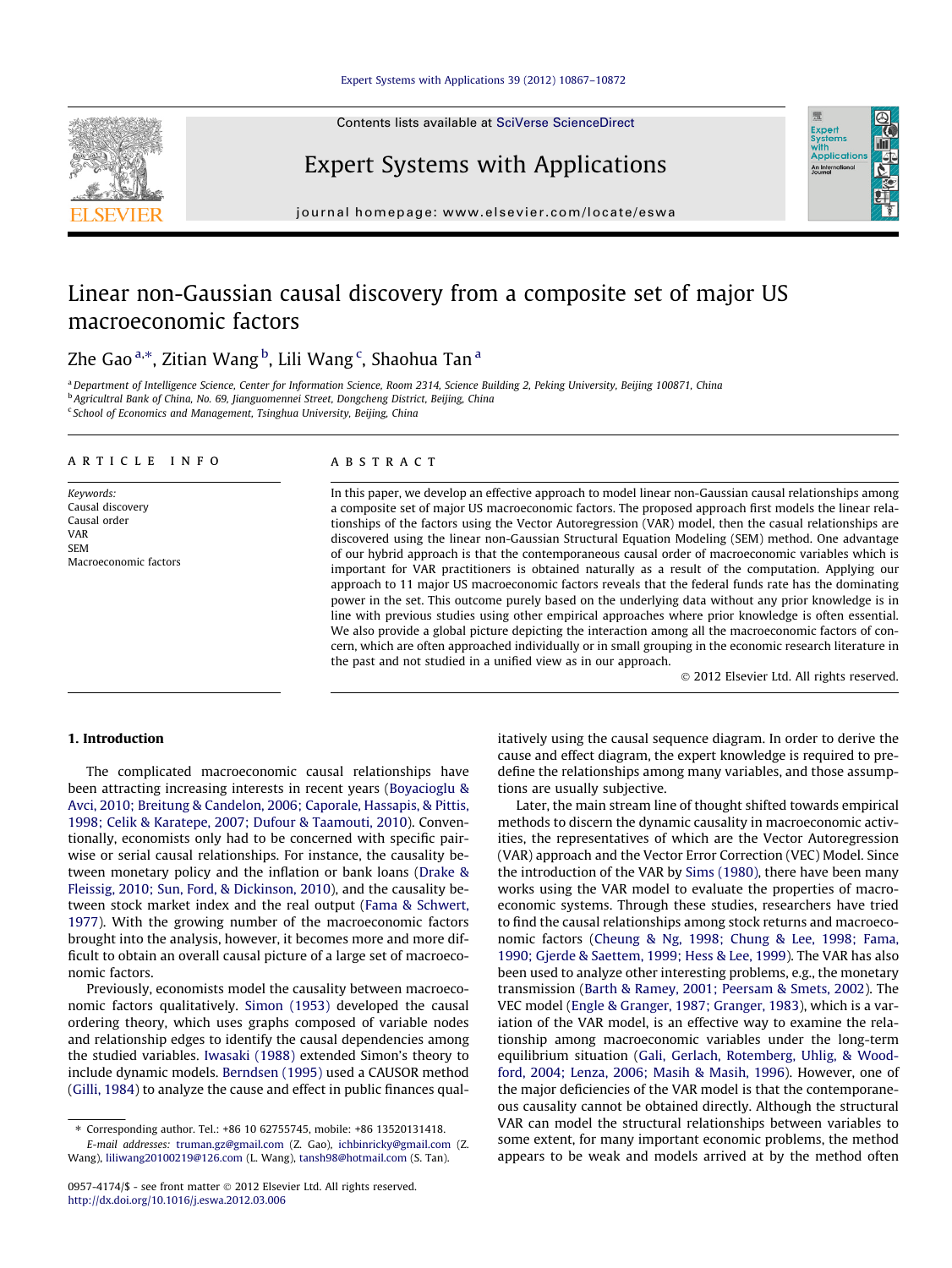# Linear non-Gaussian causal discovery from a composite set of major US macroeconomic factors

Zhe Gao [a,*], Zitian Wang [b], Lili Wang [c], Shaohua Tan [a]

[a] Department of Intelligence Science, Center for Information Science, Room 2314, Science Building 2, Peking University, Beijing 100871, China
[b] Agricultral Bank of China, No. 69, Jianguomennei Street, Dongcheng District, Beijing, China
[c] School of Economics and Management, Tsinghua University, Beijing, China

**ARTICLE INFO**

*Keywords:*
Causal discovery
Causal order
VAR
SEM
Macroeconomic factors

**ABSTRACT**

In this paper, we develop an effective approach to model linear non-Gaussian causal relationships among a composite set of major US macroeconomic factors. The proposed approach first models the linear relationships of the factors using the Vector Autoregression (VAR) model, then the casual relationships are discovered using the linear non-Gaussian Structural Equation Modeling (SEM) method. One advantage of our hybrid approach is that the contemporaneous causal order of macroeconomic variables which is important for VAR practitioners is obtained naturally as a result of the computation. Applying our approach to 11 major US macroeconomic factors reveals that the federal funds rate has the dominating power in the set. This outcome purely based on the underlying data without any prior knowledge is in line with previous studies using other empirical approaches where prior knowledge is often essential. We also provide a global picture depicting the interaction among all the macroeconomic factors of concern, which are often approached individually or in small grouping in the economic research literature in the past and not studied in a unified view as in our approach.

© 2012 Elsevier Ltd. All rights reserved.

## 1. Introduction

The complicated macroeconomic causal relationships have been attracting increasing interests in recent years (Boyacioglu & Avci, 2010; Breitung & Candelon, 2006; Caporale, Hassapis, & Pittis, 1998; Celik & Karatepe, 2007; Dufour & Taamouti, 2010). Conventionally, economists only had to be concerned with specific pairwise or serial causal relationships. For instance, the causality between monetary policy and the inflation or bank loans (Drake & Fleissig, 2010; Sun, Ford, & Dickinson, 2010), and the causality between stock market index and the real output (Fama & Schwert, 1977). With the growing number of the macroeconomic factors brought into the analysis, however, it becomes more and more difficult to obtain an overall causal picture of a large set of macroeconomic factors.

Previously, economists model the causality between macroeconomic factors qualitatively. Simon (1953) developed the causal ordering theory, which uses graphs composed of variable nodes and relationship edges to identify the causal dependencies among the studied variables. Iwasaki (1988) extended Simon's theory to include dynamic models. Berndsen (1995) used a CAUSOR method (Gilli, 1984) to analyze the cause and effect in public finances qualitatively using the causal sequence diagram. In order to derive the cause and effect diagram, the expert knowledge is required to predefine the relationships among many variables, and those assumptions are usually subjective.

Later, the main stream line of thought shifted towards empirical methods to discern the dynamic causality in macroeconomic activities, the representatives of which are the Vector Autoregression (VAR) approach and the Vector Error Correction (VEC) Model. Since the introduction of the VAR by Sims (1980), there have been many works using the VAR model to evaluate the properties of macroeconomic systems. Through these studies, researchers have tried to find the causal relationships among stock returns and macroeconomic factors (Cheung & Ng, 1998; Chung & Lee, 1998; Fama, 1990; Gjerde & Saettem, 1999; Hess & Lee, 1999). The VAR has also been used to analyze other interesting problems, e.g., the monetary transmission (Barth & Ramey, 2001; Peersam & Smets, 2002). The VEC model (Engle & Granger, 1987; Granger, 1983), which is a variation of the VAR model, is an effective way to examine the relationship among macroeconomic variables under the long-term equilibrium situation (Gali, Gerlach, Rotemberg, Uhlig, & Woodford, 2004; Lenza, 2006; Masih & Masih, 1996). However, one of the major deficiencies of the VAR model is that the contemporaneous causality cannot be obtained directly. Although the structural VAR can model the structural relationships between variables to some extent, for many important economic problems, the method appears to be weak and models arrived at by the method often

∗ Corresponding author. Tel.: +86 10 62755745, mobile: +86 13520131418.
E-mail addresses: truman.gz@gmail.com (Z. Gao), ichbinricky@gmail.com (Z. Wang), liliwang20100219@126.com (L. Wang), tansh98@hotmail.com (S. Tan).

0957-4174/$ - see front matter © 2012 Elsevier Ltd. All rights reserved.
http://dx.doi.org/10.1016/j.eswa.2012.03.006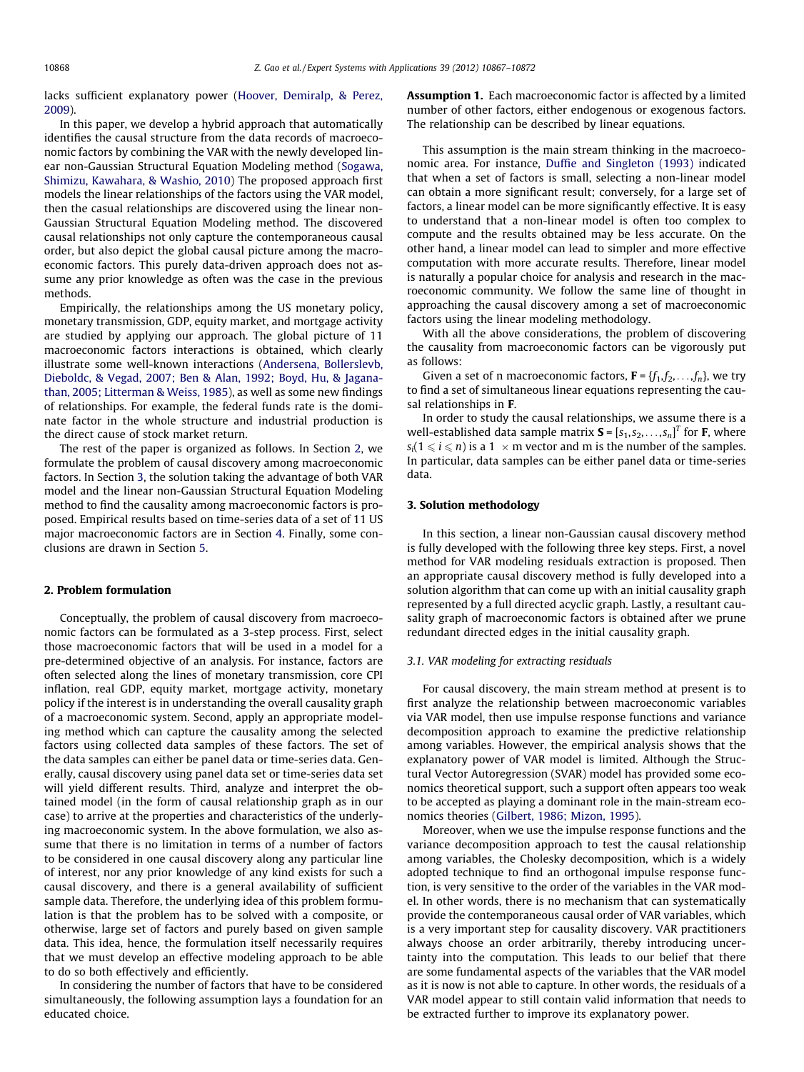lacks sufficient explanatory power (Hoover, Demiralp, & Perez, 2009).

In this paper, we develop a hybrid approach that automatically identifies the causal structure from the data records of macroeconomic factors by combining the VAR with the newly developed linear non-Gaussian Structural Equation Modeling method (Sogawa, Shimizu, Kawahara, & Washio, 2010) The proposed approach first models the linear relationships of the factors using the VAR model, then the casual relationships are discovered using the linear non-Gaussian Structural Equation Modeling method. The discovered causal relationships not only capture the contemporaneous causal order, but also depict the global causal picture among the macroeconomic factors. This purely data-driven approach does not assume any prior knowledge as often was the case in the previous methods.

Empirically, the relationships among the US monetary policy, monetary transmission, GDP, equity market, and mortgage activity are studied by applying our approach. The global picture of 11 macroeconomic factors interactions is obtained, which clearly illustrate some well-known interactions (Andersena, Bollerslevb, Dieboldc, & Vegad, 2007; Ben & Alan, 1992; Boyd, Hu, & Jaganathan, 2005; Litterman & Weiss, 1985), as well as some new findings of relationships. For example, the federal funds rate is the dominate factor in the whole structure and industrial production is the direct cause of stock market return.

The rest of the paper is organized as follows. In Section 2, we formulate the problem of causal discovery among macroeconomic factors. In Section 3, the solution taking the advantage of both VAR model and the linear non-Gaussian Structural Equation Modeling method to find the causality among macroeconomic factors is proposed. Empirical results based on time-series data of a set of 11 US major macroeconomic factors are in Section 4. Finally, some conclusions are drawn in Section 5.

## 2. Problem formulation

Conceptually, the problem of causal discovery from macroeconomic factors can be formulated as a 3-step process. First, select those macroeconomic factors that will be used in a model for a pre-determined objective of an analysis. For instance, factors are often selected along the lines of monetary transmission, core CPI inflation, real GDP, equity market, mortgage activity, monetary policy if the interest is in understanding the overall causality graph of a macroeconomic system. Second, apply an appropriate modeling method which can capture the causality among the selected factors using collected data samples of these factors. The set of the data samples can either be panel data or time-series data. Generally, causal discovery using panel data set or time-series data set will yield different results. Third, analyze and interpret the obtained model (in the form of causal relationship graph as in our case) to arrive at the properties and characteristics of the underlying macroeconomic system. In the above formulation, we also assume that there is no limitation in terms of a number of factors to be considered in one causal discovery along any particular line of interest, nor any prior knowledge of any kind exists for such a causal discovery, and there is a general availability of sufficient sample data. Therefore, the underlying idea of this problem formulation is that the problem has to be solved with a composite, or otherwise, large set of factors and purely based on given sample data. This idea, hence, the formulation itself necessarily requires that we must develop an effective modeling approach to be able to do so both effectively and efficiently.

In considering the number of factors that have to be considered simultaneously, the following assumption lays a foundation for an educated choice.

**Assumption 1.** Each macroeconomic factor is affected by a limited number of other factors, either endogenous or exogenous factors. The relationship can be described by linear equations.

This assumption is the main stream thinking in the macroeconomic area. For instance, Duffie and Singleton (1993) indicated that when a set of factors is small, selecting a non-linear model can obtain a more significant result; conversely, for a large set of factors, a linear model can be more significantly effective. It is easy to understand that a non-linear model is often too complex to compute and the results obtained may be less accurate. On the other hand, a linear model can lead to simpler and more effective computation with more accurate results. Therefore, linear model is naturally a popular choice for analysis and research in the macroeconomic community. We follow the same line of thought in approaching the causal discovery among a set of macroeconomic factors using the linear modeling methodology.

With all the above considerations, the problem of discovering the causality from macroeconomic factors can be vigorously put as follows:

Given a set of n macroeconomic factors, $\mathbf{F} = \{f_1, f_2, \ldots, f_n\}$, we try to find a set of simultaneous linear equations representing the causal relationships in $\mathbf{F}$.

In order to study the causal relationships, we assume there is a well-established data sample matrix $\mathbf{S} = [s_1, s_2, \ldots, s_n]^T$ for $\mathbf{F}$, where $s_i (1 \leqslant i \leqslant n)$ is a $1 \times$ m vector and m is the number of the samples. In particular, data samples can be either panel data or time-series data.

## 3. Solution methodology

In this section, a linear non-Gaussian causal discovery method is fully developed with the following three key steps. First, a novel method for VAR modeling residuals extraction is proposed. Then an appropriate causal discovery method is fully developed into a solution algorithm that can come up with an initial causality graph represented by a full directed acyclic graph. Lastly, a resultant causality graph of macroeconomic factors is obtained after we prune redundant directed edges in the initial causality graph.

### 3.1. VAR modeling for extracting residuals

For causal discovery, the main stream method at present is to first analyze the relationship between macroeconomic variables via VAR model, then use impulse response functions and variance decomposition approach to examine the predictive relationship among variables. However, the empirical analysis shows that the explanatory power of VAR model is limited. Although the Structural Vector Autoregression (SVAR) model has provided some economics theoretical support, such a support often appears too weak to be accepted as playing a dominant role in the main-stream economics theories (Gilbert, 1986; Mizon, 1995).

Moreover, when we use the impulse response functions and the variance decomposition approach to test the causal relationship among variables, the Cholesky decomposition, which is a widely adopted technique to find an orthogonal impulse response function, is very sensitive to the order of the variables in the VAR model. In other words, there is no mechanism that can systematically provide the contemporaneous causal order of VAR variables, which is a very important step for causality discovery. VAR practitioners always choose an order arbitrarily, thereby introducing uncertainty into the computation. This leads to our belief that there are some fundamental aspects of the variables that the VAR model as it is now is not able to capture. In other words, the residuals of a VAR model appear to still contain valid information that needs to be extracted further to improve its explanatory power.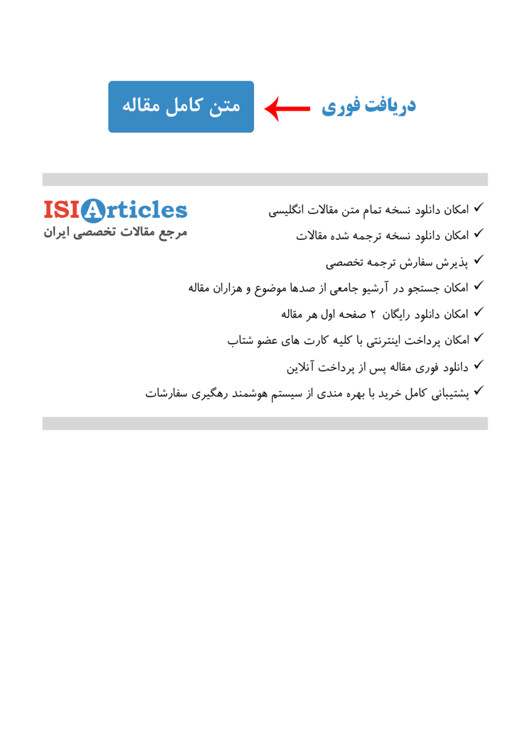دریافت فوری ← **متن کامل مقاله**

**ISIArticles**
مرجع مقالات تخصصی ایران

- ✓ امکان دانلود نسخه تمام متن مقالات انگلیسی
- ✓ امکان دانلود نسخه ترجمه شده مقالات
- ✓ پذیرش سفارش ترجمه تخصصی
- ✓ امکان جستجو در آرشیو جامعی از صدها موضوع و هزاران مقاله
- ✓ امکان دانلود رایگان ۲ صفحه اول هر مقاله
- ✓ امکان پرداخت اینترنتی با کلیه کارت های عضو شتاب
- ✓ دانلود فوری مقاله پس از پرداخت آنلاین
- ✓ پشتیبانی کامل خرید با بهره مندی از سیستم هوشمند رهگیری سفارشات